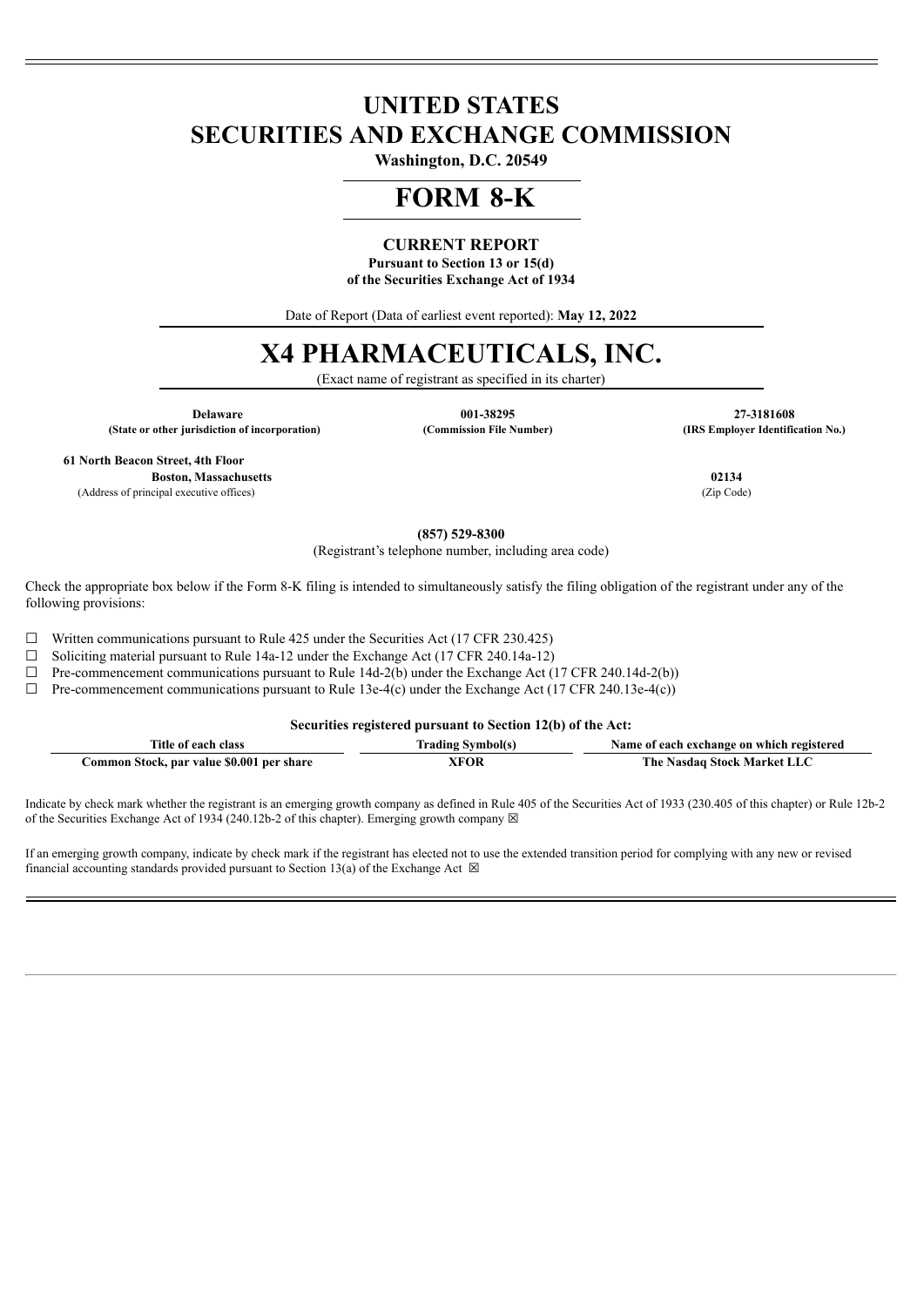# UNITED STATES
# SECURITIES AND EXCHANGE COMMISSION

**Washington, D.C. 20549**

# FORM 8-K

**CURRENT REPORT**

**Pursuant to Section 13 or 15(d)**
**of the Securities Exchange Act of 1934**

Date of Report (Data of earliest event reported): **May 12, 2022**

# X4 PHARMACEUTICALS, INC.

(Exact name of registrant as specified in its charter)

| **Delaware** | **001-38295** | **27-3181608** |
|---|---|---|
| **(State or other jurisdiction of incorporation)** | **(Commission File Number)** | **(IRS Employer Identification No.)** |

| **61 North Beacon Street, 4th Floor** | |
|---|---|
| **Boston, Massachusetts** | **02134** |
| (Address of principal executive offices) | (Zip Code) |

**(857) 529-8300**

(Registrant's telephone number, including area code)

Check the appropriate box below if the Form 8-K filing is intended to simultaneously satisfy the filing obligation of the registrant under any of the following provisions:

☐ Written communications pursuant to Rule 425 under the Securities Act (17 CFR 230.425)

☐ Soliciting material pursuant to Rule 14a-12 under the Exchange Act (17 CFR 240.14a-12)

☐ Pre-commencement communications pursuant to Rule 14d-2(b) under the Exchange Act (17 CFR 240.14d-2(b))

☐ Pre-commencement communications pursuant to Rule 13e-4(c) under the Exchange Act (17 CFR 240.13e-4(c))

**Securities registered pursuant to Section 12(b) of the Act:**

| Title of each class | Trading Symbol(s) | Name of each exchange on which registered |
|---|---|---|
| **Common Stock, par value $0.001 per share** | **XFOR** | **The Nasdaq Stock Market LLC** |

Indicate by check mark whether the registrant is an emerging growth company as defined in Rule 405 of the Securities Act of 1933 (230.405 of this chapter) or Rule 12b-2 of the Securities Exchange Act of 1934 (240.12b-2 of this chapter). Emerging growth company ☒

If an emerging growth company, indicate by check mark if the registrant has elected not to use the extended transition period for complying with any new or revised financial accounting standards provided pursuant to Section 13(a) of the Exchange Act ☒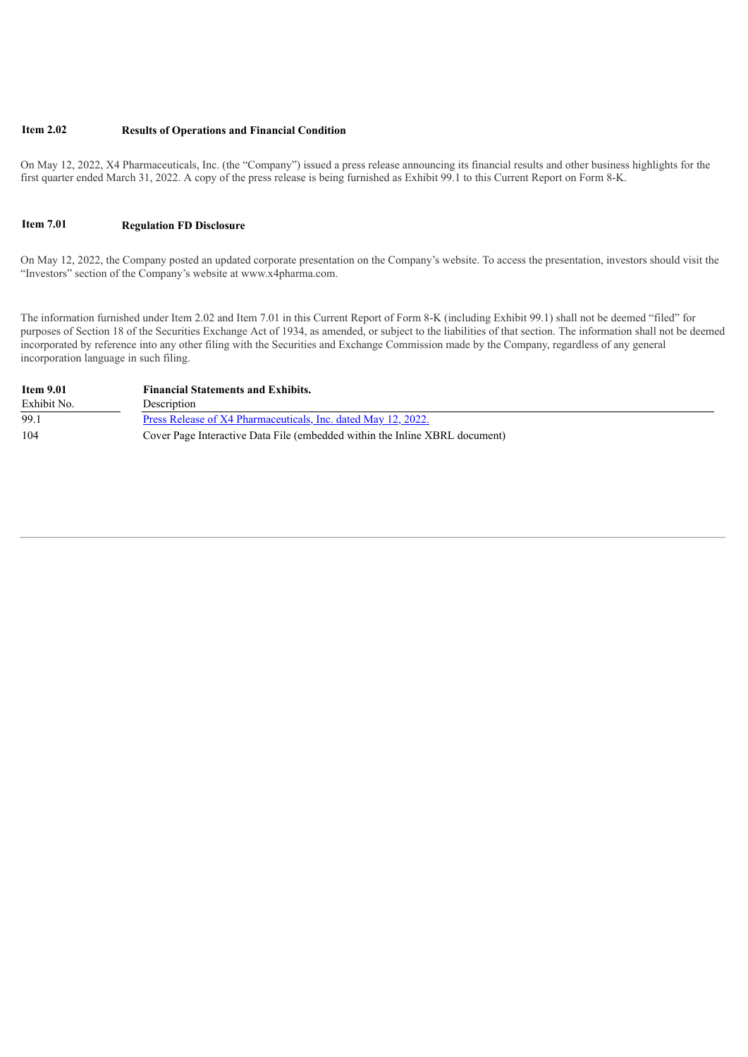**Item 2.02 Results of Operations and Financial Condition**

On May 12, 2022, X4 Pharmaceuticals, Inc. (the "Company") issued a press release announcing its financial results and other business highlights for the first quarter ended March 31, 2022. A copy of the press release is being furnished as Exhibit 99.1 to this Current Report on Form 8-K.

**Item 7.01 Regulation FD Disclosure**

On May 12, 2022, the Company posted an updated corporate presentation on the Company's website. To access the presentation, investors should visit the "Investors" section of the Company's website at www.x4pharma.com.

The information furnished under Item 2.02 and Item 7.01 in this Current Report of Form 8-K (including Exhibit 99.1) shall not be deemed "filed" for purposes of Section 18 of the Securities Exchange Act of 1934, as amended, or subject to the liabilities of that section. The information shall not be deemed incorporated by reference into any other filing with the Securities and Exchange Commission made by the Company, regardless of any general incorporation language in such filing.

**Item 9.01 Financial Statements and Exhibits.**

| Exhibit No. | Description |
|---|---|
| 99.1 | Press Release of X4 Pharmaceuticals, Inc. dated May 12, 2022. |
| 104 | Cover Page Interactive Data File (embedded within the Inline XBRL document) |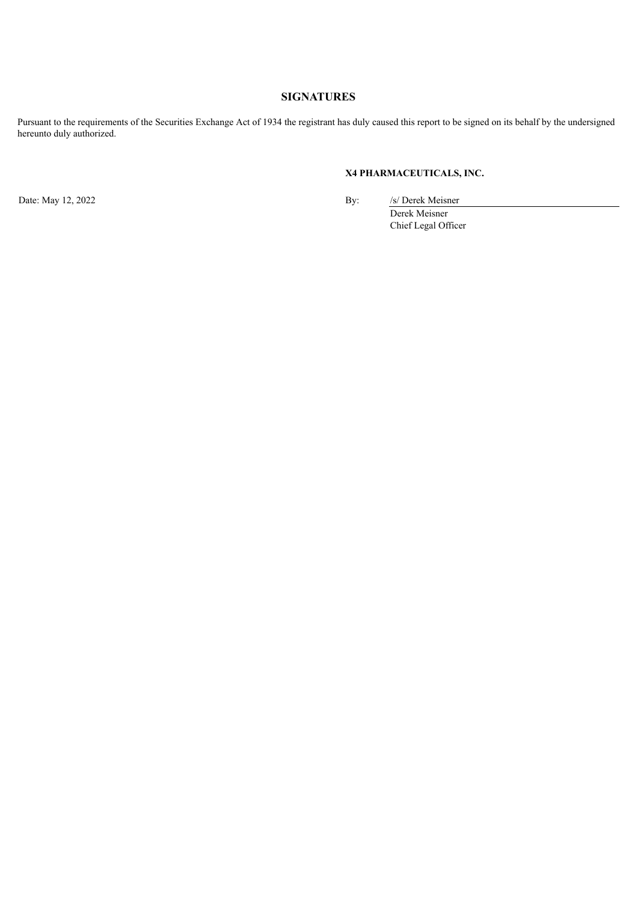## SIGNATURES

Pursuant to the requirements of the Securities Exchange Act of 1934 the registrant has duly caused this report to be signed on its behalf by the undersigned hereunto duly authorized.

**X4 PHARMACEUTICALS, INC.**

Date: May 12, 2022

By: /s/ Derek Meisner
Derek Meisner
Chief Legal Officer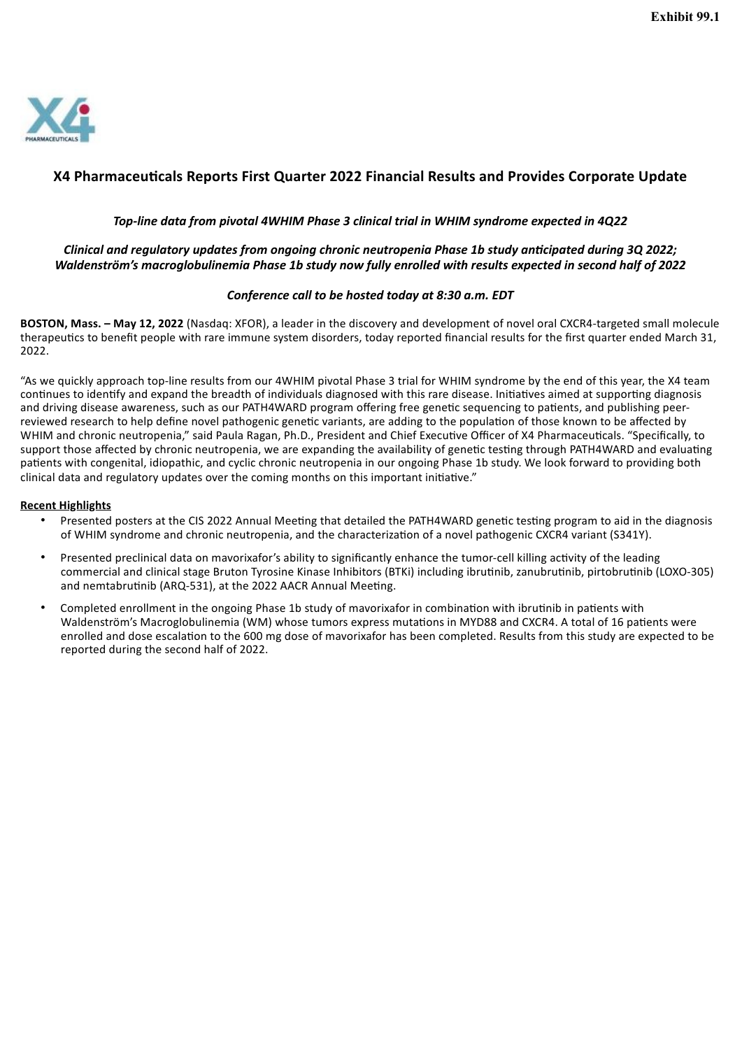Exhibit 99.1

# X4 Pharmaceuticals Reports First Quarter 2022 Financial Results and Provides Corporate Update

***Top-line data from pivotal 4WHIM Phase 3 clinical trial in WHIM syndrome expected in 4Q22***

***Clinical and regulatory updates from ongoing chronic neutropenia Phase 1b study anticipated during 3Q 2022; Waldenström's macroglobulinemia Phase 1b study now fully enrolled with results expected in second half of 2022***

***Conference call to be hosted today at 8:30 a.m. EDT***

**BOSTON, Mass. – May 12, 2022** (Nasdaq: XFOR), a leader in the discovery and development of novel oral CXCR4-targeted small molecule therapeutics to benefit people with rare immune system disorders, today reported financial results for the first quarter ended March 31, 2022.

"As we quickly approach top-line results from our 4WHIM pivotal Phase 3 trial for WHIM syndrome by the end of this year, the X4 team continues to identify and expand the breadth of individuals diagnosed with this rare disease. Initiatives aimed at supporting diagnosis and driving disease awareness, such as our PATH4WARD program offering free genetic sequencing to patients, and publishing peer-reviewed research to help define novel pathogenic genetic variants, are adding to the population of those known to be affected by WHIM and chronic neutropenia," said Paula Ragan, Ph.D., President and Chief Executive Officer of X4 Pharmaceuticals. "Specifically, to support those affected by chronic neutropenia, we are expanding the availability of genetic testing through PATH4WARD and evaluating patients with congenital, idiopathic, and cyclic chronic neutropenia in our ongoing Phase 1b study. We look forward to providing both clinical data and regulatory updates over the coming months on this important initiative."

**Recent Highlights**

- Presented posters at the CIS 2022 Annual Meeting that detailed the PATH4WARD genetic testing program to aid in the diagnosis of WHIM syndrome and chronic neutropenia, and the characterization of a novel pathogenic CXCR4 variant (S341Y).
- Presented preclinical data on mavorixafor's ability to significantly enhance the tumor-cell killing activity of the leading commercial and clinical stage Bruton Tyrosine Kinase Inhibitors (BTKi) including ibrutinib, zanubrutinib, pirtobrutinib (LOXO-305) and nemtabrutinib (ARQ-531), at the 2022 AACR Annual Meeting.
- Completed enrollment in the ongoing Phase 1b study of mavorixafor in combination with ibrutinib in patients with Waldenström's Macroglobulinemia (WM) whose tumors express mutations in MYD88 and CXCR4. A total of 16 patients were enrolled and dose escalation to the 600 mg dose of mavorixafor has been completed. Results from this study are expected to be reported during the second half of 2022.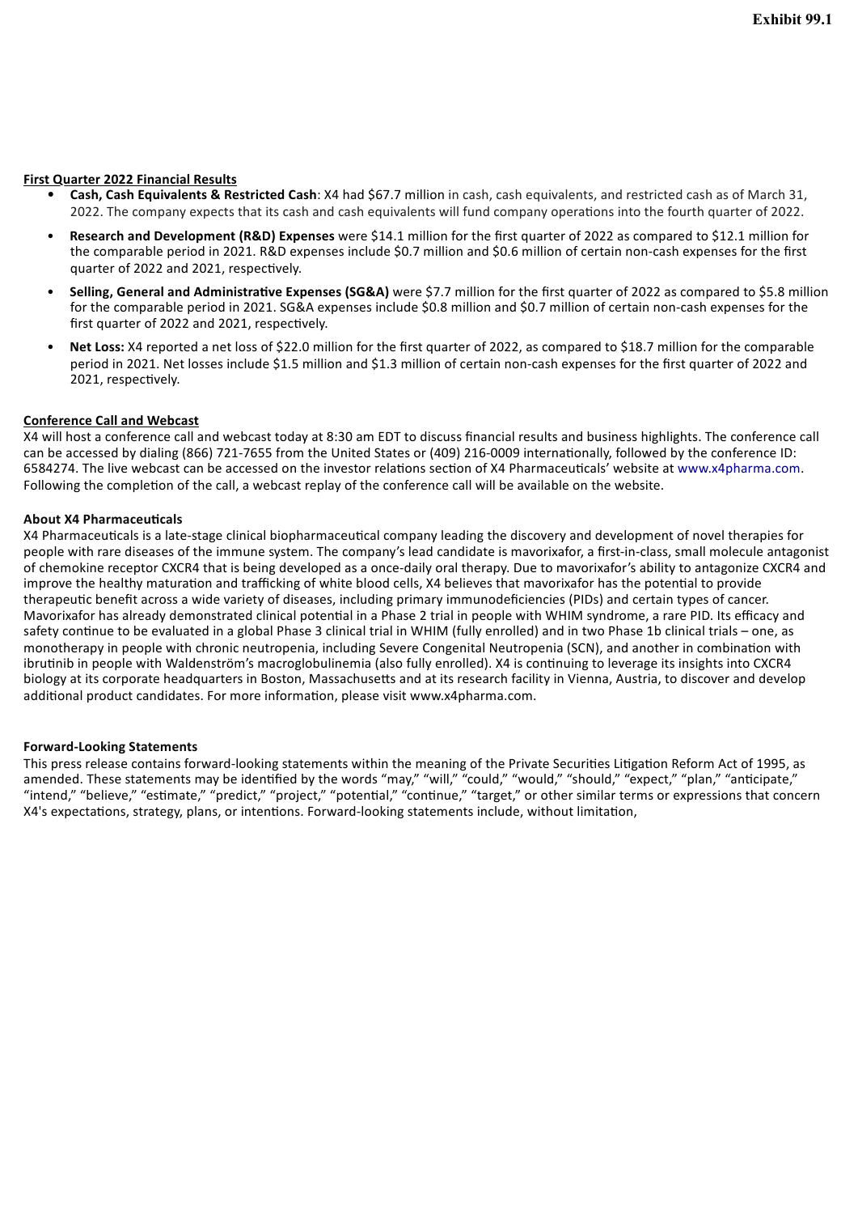Exhibit 99.1

**First Quarter 2022 Financial Results**

- **Cash, Cash Equivalents & Restricted Cash**: X4 had $67.7 million in cash, cash equivalents, and restricted cash as of March 31, 2022. The company expects that its cash and cash equivalents will fund company operations into the fourth quarter of 2022.
- **Research and Development (R&D) Expenses** were $14.1 million for the first quarter of 2022 as compared to $12.1 million for the comparable period in 2021. R&D expenses include $0.7 million and $0.6 million of certain non-cash expenses for the first quarter of 2022 and 2021, respectively.
- **Selling, General and Administrative Expenses (SG&A)** were $7.7 million for the first quarter of 2022 as compared to $5.8 million for the comparable period in 2021. SG&A expenses include $0.8 million and $0.7 million of certain non-cash expenses for the first quarter of 2022 and 2021, respectively.
- **Net Loss:** X4 reported a net loss of $22.0 million for the first quarter of 2022, as compared to $18.7 million for the comparable period in 2021. Net losses include $1.5 million and $1.3 million of certain non-cash expenses for the first quarter of 2022 and 2021, respectively.

**Conference Call and Webcast**

X4 will host a conference call and webcast today at 8:30 am EDT to discuss financial results and business highlights. The conference call can be accessed by dialing (866) 721-7655 from the United States or (409) 216-0009 internationally, followed by the conference ID: 6584274. The live webcast can be accessed on the investor relations section of X4 Pharmaceuticals' website at www.x4pharma.com. Following the completion of the call, a webcast replay of the conference call will be available on the website.

**About X4 Pharmaceuticals**

X4 Pharmaceuticals is a late-stage clinical biopharmaceutical company leading the discovery and development of novel therapies for people with rare diseases of the immune system. The company's lead candidate is mavorixafor, a first-in-class, small molecule antagonist of chemokine receptor CXCR4 that is being developed as a once-daily oral therapy. Due to mavorixafor's ability to antagonize CXCR4 and improve the healthy maturation and trafficking of white blood cells, X4 believes that mavorixafor has the potential to provide therapeutic benefit across a wide variety of diseases, including primary immunodeficiencies (PIDs) and certain types of cancer. Mavorixafor has already demonstrated clinical potential in a Phase 2 trial in people with WHIM syndrome, a rare PID. Its efficacy and safety continue to be evaluated in a global Phase 3 clinical trial in WHIM (fully enrolled) and in two Phase 1b clinical trials – one, as monotherapy in people with chronic neutropenia, including Severe Congenital Neutropenia (SCN), and another in combination with ibrutinib in people with Waldenström's macroglobulinemia (also fully enrolled). X4 is continuing to leverage its insights into CXCR4 biology at its corporate headquarters in Boston, Massachusetts and at its research facility in Vienna, Austria, to discover and develop additional product candidates. For more information, please visit www.x4pharma.com.

**Forward-Looking Statements**

This press release contains forward-looking statements within the meaning of the Private Securities Litigation Reform Act of 1995, as amended. These statements may be identified by the words "may," "will," "could," "would," "should," "expect," "plan," "anticipate," "intend," "believe," "estimate," "predict," "project," "potential," "continue," "target," or other similar terms or expressions that concern X4's expectations, strategy, plans, or intentions. Forward-looking statements include, without limitation,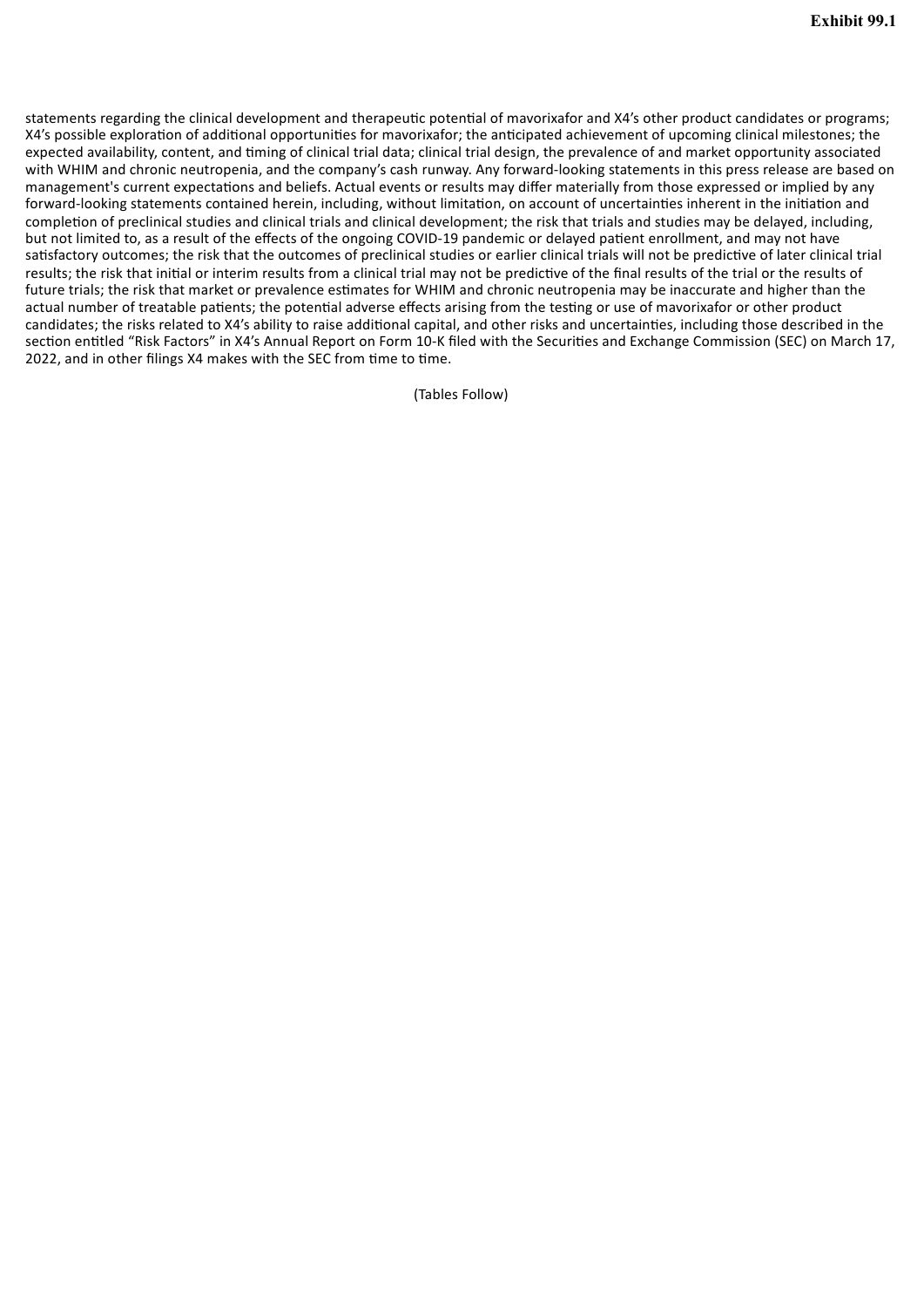statements regarding the clinical development and therapeutic potential of mavorixafor and X4's other product candidates or programs; X4's possible exploration of additional opportunities for mavorixafor; the anticipated achievement of upcoming clinical milestones; the expected availability, content, and timing of clinical trial data; clinical trial design, the prevalence of and market opportunity associated with WHIM and chronic neutropenia, and the company's cash runway. Any forward-looking statements in this press release are based on management's current expectations and beliefs. Actual events or results may differ materially from those expressed or implied by any forward-looking statements contained herein, including, without limitation, on account of uncertainties inherent in the initiation and completion of preclinical studies and clinical trials and clinical development; the risk that trials and studies may be delayed, including, but not limited to, as a result of the effects of the ongoing COVID-19 pandemic or delayed patient enrollment, and may not have satisfactory outcomes; the risk that the outcomes of preclinical studies or earlier clinical trials will not be predictive of later clinical trial results; the risk that initial or interim results from a clinical trial may not be predictive of the final results of the trial or the results of future trials; the risk that market or prevalence estimates for WHIM and chronic neutropenia may be inaccurate and higher than the actual number of treatable patients; the potential adverse effects arising from the testing or use of mavorixafor or other product candidates; the risks related to X4's ability to raise additional capital, and other risks and uncertainties, including those described in the section entitled "Risk Factors" in X4's Annual Report on Form 10-K filed with the Securities and Exchange Commission (SEC) on March 17, 2022, and in other filings X4 makes with the SEC from time to time.

(Tables Follow)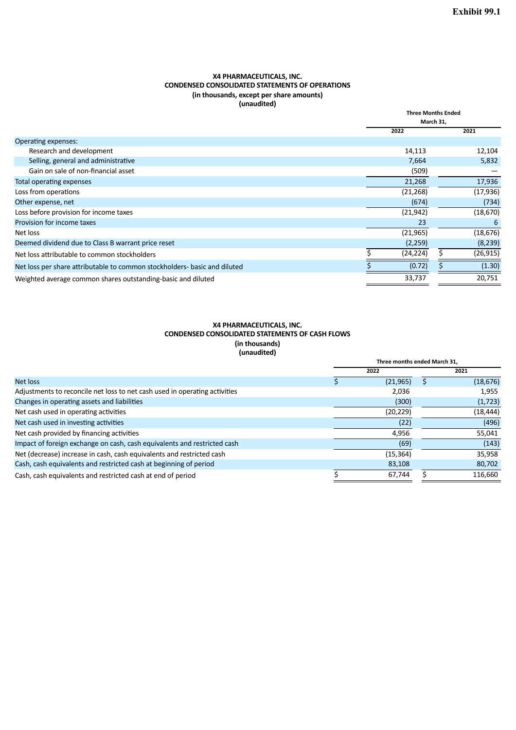**Exhibit 99.1**

**X4 PHARMACEUTICALS, INC.**
**CONDENSED CONSOLIDATED STATEMENTS OF OPERATIONS**
**(in thousands, except per share amounts)**
**(unaudited)**

| | Three Months Ended March 31, | |
|---|---|---|
| | 2022 | 2021 |
| Operating expenses: | | |
| Research and development | 14,113 | 12,104 |
| Selling, general and administrative | 7,664 | 5,832 |
| Gain on sale of non-financial asset | (509) | — |
| Total operating expenses | 21,268 | 17,936 |
| Loss from operations | (21,268) | (17,936) |
| Other expense, net | (674) | (734) |
| Loss before provision for income taxes | (21,942) | (18,670) |
| Provision for income taxes | 23 | 6 |
| Net loss | (21,965) | (18,676) |
| Deemed dividend due to Class B warrant price reset | (2,259) | (8,239) |
| Net loss attributable to common stockholders | $ (24,224) | $ (26,915) |
| Net loss per share attributable to common stockholders- basic and diluted | $ (0.72) | $ (1.30) |
| Weighted average common shares outstanding-basic and diluted | 33,737 | 20,751 |

**X4 PHARMACEUTICALS, INC.**
**CONDENSED CONSOLIDATED STATEMENTS OF CASH FLOWS**
**(in thousands)**
**(unaudited)**

| | Three months ended March 31, | |
|---|---|---|
| | 2022 | 2021 |
| Net loss | $ (21,965) | $ (18,676) |
| Adjustments to reconcile net loss to net cash used in operating activities | 2,036 | 1,955 |
| Changes in operating assets and liabilities | (300) | (1,723) |
| Net cash used in operating activities | (20,229) | (18,444) |
| Net cash used in investing activities | (22) | (496) |
| Net cash provided by financing activities | 4,956 | 55,041 |
| Impact of foreign exchange on cash, cash equivalents and restricted cash | (69) | (143) |
| Net (decrease) increase in cash, cash equivalents and restricted cash | (15,364) | 35,958 |
| Cash, cash equivalents and restricted cash at beginning of period | 83,108 | 80,702 |
| Cash, cash equivalents and restricted cash at end of period | $ 67,744 | $ 116,660 |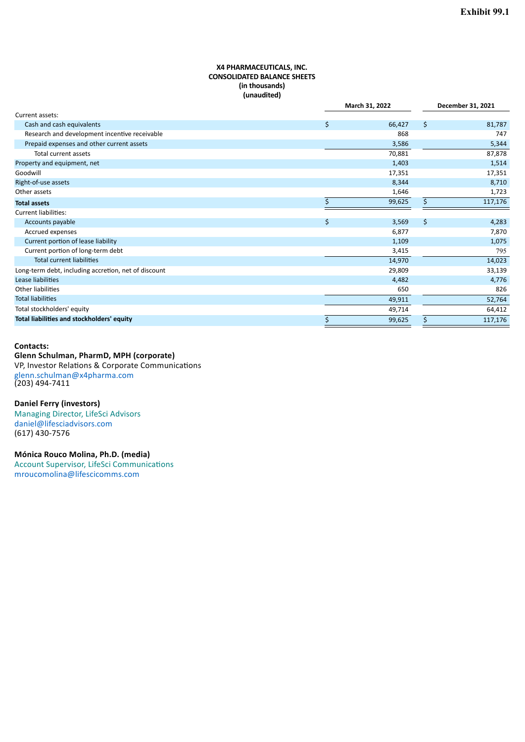**Exhibit 99.1**

**X4 PHARMACEUTICALS, INC.**
**CONSOLIDATED BALANCE SHEETS**
**(in thousands)**
**(unaudited)**

| | March 31, 2022 | December 31, 2021 |
|---|---|---|
| Current assets: | | |
| Cash and cash equivalents | $ 66,427 | $ 81,787 |
| Research and development incentive receivable | 868 | 747 |
| Prepaid expenses and other current assets | 3,586 | 5,344 |
| Total current assets | 70,881 | 87,878 |
| Property and equipment, net | 1,403 | 1,514 |
| Goodwill | 17,351 | 17,351 |
| Right-of-use assets | 8,344 | 8,710 |
| Other assets | 1,646 | 1,723 |
| **Total assets** | $ 99,625 | $ 117,176 |
| Current liabilities: | | |
| Accounts payable | $ 3,569 | $ 4,283 |
| Accrued expenses | 6,877 | 7,870 |
| Current portion of lease liability | 1,109 | 1,075 |
| Current portion of long-term debt | 3,415 | 795 |
| Total current liabilities | 14,970 | 14,023 |
| Long-term debt, including accretion, net of discount | 29,809 | 33,139 |
| Lease liabilities | 4,482 | 4,776 |
| Other liabilities | 650 | 826 |
| Total liabilities | 49,911 | 52,764 |
| Total stockholders' equity | 49,714 | 64,412 |
| **Total liabilities and stockholders' equity** | $ 99,625 | $ 117,176 |

**Contacts:**

**Glenn Schulman, PharmD, MPH (corporate)**
VP, Investor Relations & Corporate Communications
glenn.schulman@x4pharma.com
(203) 494-7411

**Daniel Ferry (investors)**
Managing Director, LifeSci Advisors
daniel@lifesciadvisors.com
(617) 430-7576

**Mónica Rouco Molina, Ph.D. (media)**
Account Supervisor, LifeSci Communications
mroucomolina@lifescicomms.com